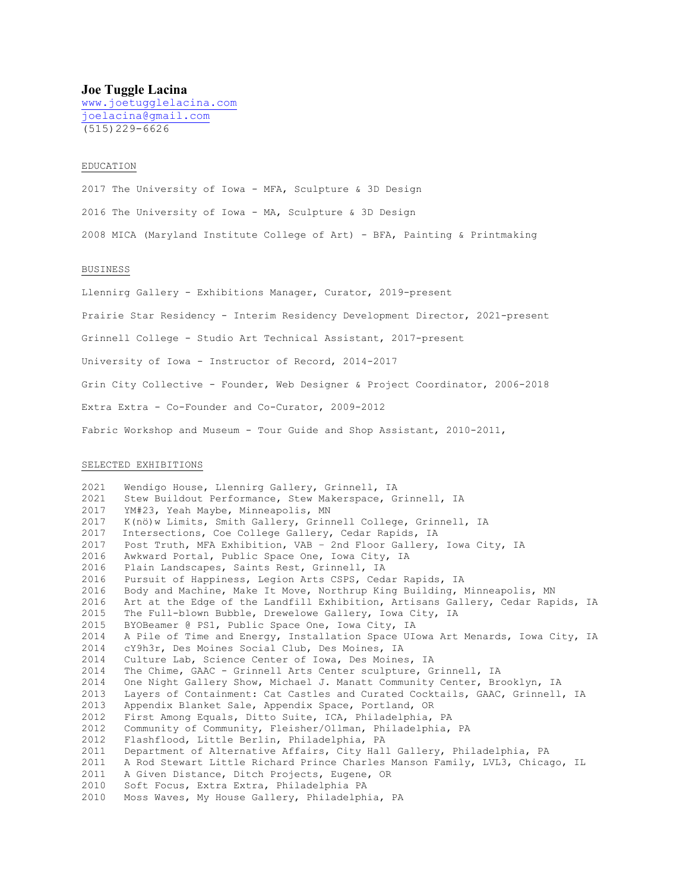# Joe Tuggle Lacina

www.joetugglelacina.com
joelacina@gmail.com
(515)229-6626

## EDUCATION

2017 The University of Iowa - MFA, Sculpture & 3D Design

2016 The University of Iowa - MA, Sculpture & 3D Design

2008 MICA (Maryland Institute College of Art) - BFA, Painting & Printmaking

## BUSINESS

Llennirg Gallery - Exhibitions Manager, Curator, 2019-present

Prairie Star Residency - Interim Residency Development Director, 2021-present

Grinnell College - Studio Art Technical Assistant, 2017-present

University of Iowa - Instructor of Record, 2014-2017

Grin City Collective - Founder, Web Designer & Project Coordinator, 2006-2018

Extra Extra - Co-Founder and Co-Curator, 2009-2012

Fabric Workshop and Museum - Tour Guide and Shop Assistant, 2010-2011,

## SELECTED EXHIBITIONS

2021 Wendigo House, Llennirg Gallery, Grinnell, IA
2021 Stew Buildout Performance, Stew Makerspace, Grinnell, IA
2017 YM#23, Yeah Maybe, Minneapolis, MN
2017 K(nö)w Limits, Smith Gallery, Grinnell College, Grinnell, IA
2017 Intersections, Coe College Gallery, Cedar Rapids, IA
2017 Post Truth, MFA Exhibition, VAB – 2nd Floor Gallery, Iowa City, IA
2016 Awkward Portal, Public Space One, Iowa City, IA
2016 Plain Landscapes, Saints Rest, Grinnell, IA
2016 Pursuit of Happiness, Legion Arts CSPS, Cedar Rapids, IA
2016 Body and Machine, Make It Move, Northrup King Building, Minneapolis, MN
2016 Art at the Edge of the Landfill Exhibition, Artisans Gallery, Cedar Rapids, IA
2015 The Full-blown Bubble, Drewelowe Gallery, Iowa City, IA
2015 BYOBeamer @ PS1, Public Space One, Iowa City, IA
2014 A Pile of Time and Energy, Installation Space UIowa Art Menards, Iowa City, IA
2014 cY9h3r, Des Moines Social Club, Des Moines, IA
2014 Culture Lab, Science Center of Iowa, Des Moines, IA
2014 The Chime, GAAC - Grinnell Arts Center sculpture, Grinnell, IA
2014 One Night Gallery Show, Michael J. Manatt Community Center, Brooklyn, IA
2013 Layers of Containment: Cat Castles and Curated Cocktails, GAAC, Grinnell, IA
2013 Appendix Blanket Sale, Appendix Space, Portland, OR
2012 First Among Equals, Ditto Suite, ICA, Philadelphia, PA
2012 Community of Community, Fleisher/Ollman, Philadelphia, PA
2012 Flashflood, Little Berlin, Philadelphia, PA
2011 Department of Alternative Affairs, City Hall Gallery, Philadelphia, PA
2011 A Rod Stewart Little Richard Prince Charles Manson Family, LVL3, Chicago, IL
2011 A Given Distance, Ditch Projects, Eugene, OR
2010 Soft Focus, Extra Extra, Philadelphia PA
2010 Moss Waves, My House Gallery, Philadelphia, PA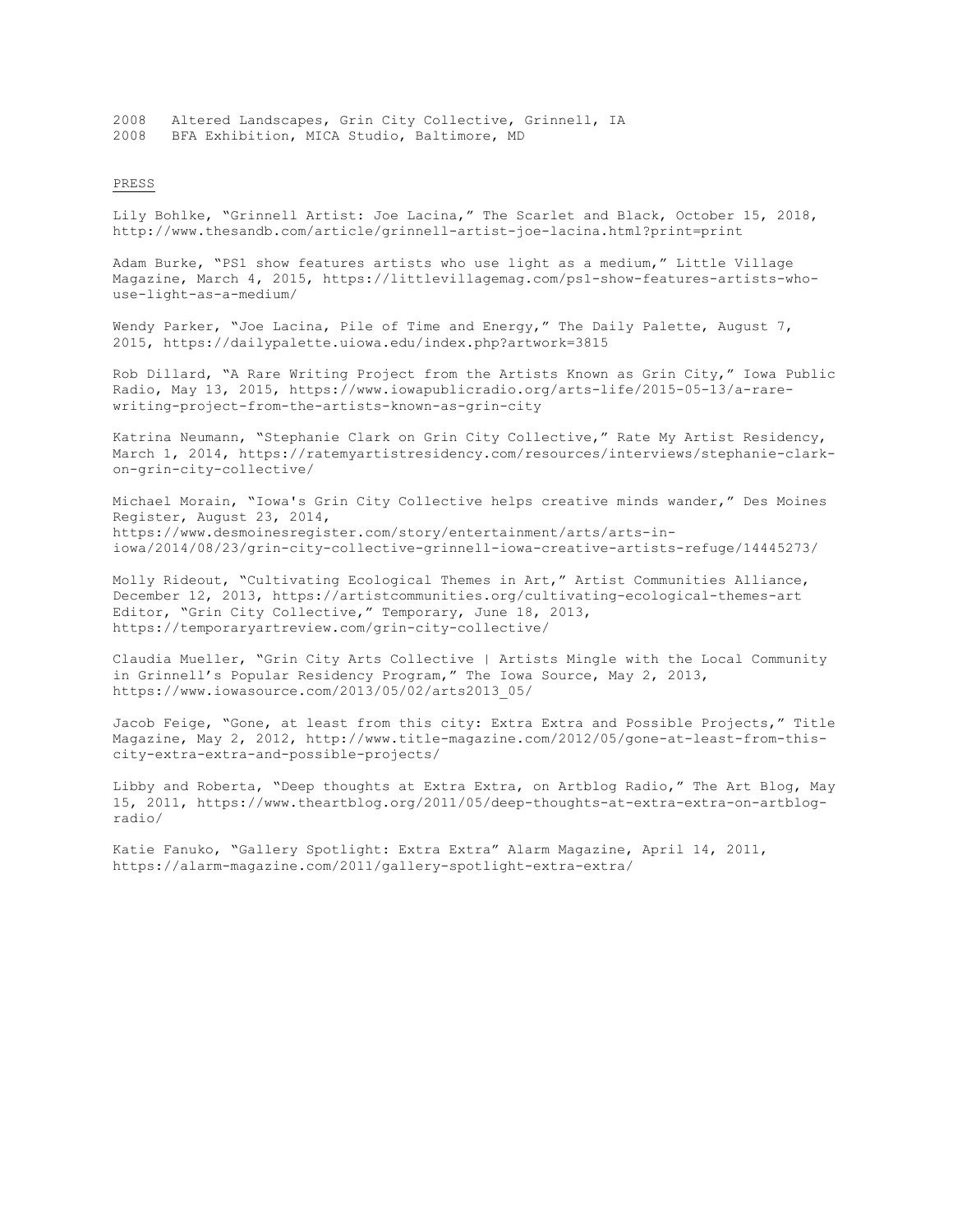2008 Altered Landscapes, Grin City Collective, Grinnell, IA
2008 BFA Exhibition, MICA Studio, Baltimore, MD

## PRESS

Lily Bohlke, "Grinnell Artist: Joe Lacina," The Scarlet and Black, October 15, 2018, http://www.thesandb.com/article/grinnell-artist-joe-lacina.html?print=print

Adam Burke, "PS1 show features artists who use light as a medium," Little Village Magazine, March 4, 2015, https://littlevillagemag.com/ps1-show-features-artists-who-use-light-as-a-medium/

Wendy Parker, "Joe Lacina, Pile of Time and Energy," The Daily Palette, August 7, 2015, https://dailypalette.uiowa.edu/index.php?artwork=3815

Rob Dillard, "A Rare Writing Project from the Artists Known as Grin City," Iowa Public Radio, May 13, 2015, https://www.iowapublicradio.org/arts-life/2015-05-13/a-rare-writing-project-from-the-artists-known-as-grin-city

Katrina Neumann, "Stephanie Clark on Grin City Collective," Rate My Artist Residency, March 1, 2014, https://ratemyartistresidency.com/resources/interviews/stephanie-clark-on-grin-city-collective/

Michael Morain, "Iowa's Grin City Collective helps creative minds wander," Des Moines Register, August 23, 2014, https://www.desmoinesregister.com/story/entertainment/arts/arts-in-iowa/2014/08/23/grin-city-collective-grinnell-iowa-creative-artists-refuge/14445273/

Molly Rideout, "Cultivating Ecological Themes in Art," Artist Communities Alliance, December 12, 2013, https://artistcommunities.org/cultivating-ecological-themes-art
Editor, "Grin City Collective," Temporary, June 18, 2013, https://temporaryartreview.com/grin-city-collective/

Claudia Mueller, "Grin City Arts Collective | Artists Mingle with the Local Community in Grinnell's Popular Residency Program," The Iowa Source, May 2, 2013, https://www.iowasource.com/2013/05/02/arts2013_05/

Jacob Feige, "Gone, at least from this city: Extra Extra and Possible Projects," Title Magazine, May 2, 2012, http://www.title-magazine.com/2012/05/gone-at-least-from-this-city-extra-extra-and-possible-projects/

Libby and Roberta, "Deep thoughts at Extra Extra, on Artblog Radio," The Art Blog, May 15, 2011, https://www.theartblog.org/2011/05/deep-thoughts-at-extra-extra-on-artblog-radio/

Katie Fanuko, "Gallery Spotlight: Extra Extra" Alarm Magazine, April 14, 2011, https://alarm-magazine.com/2011/gallery-spotlight-extra-extra/